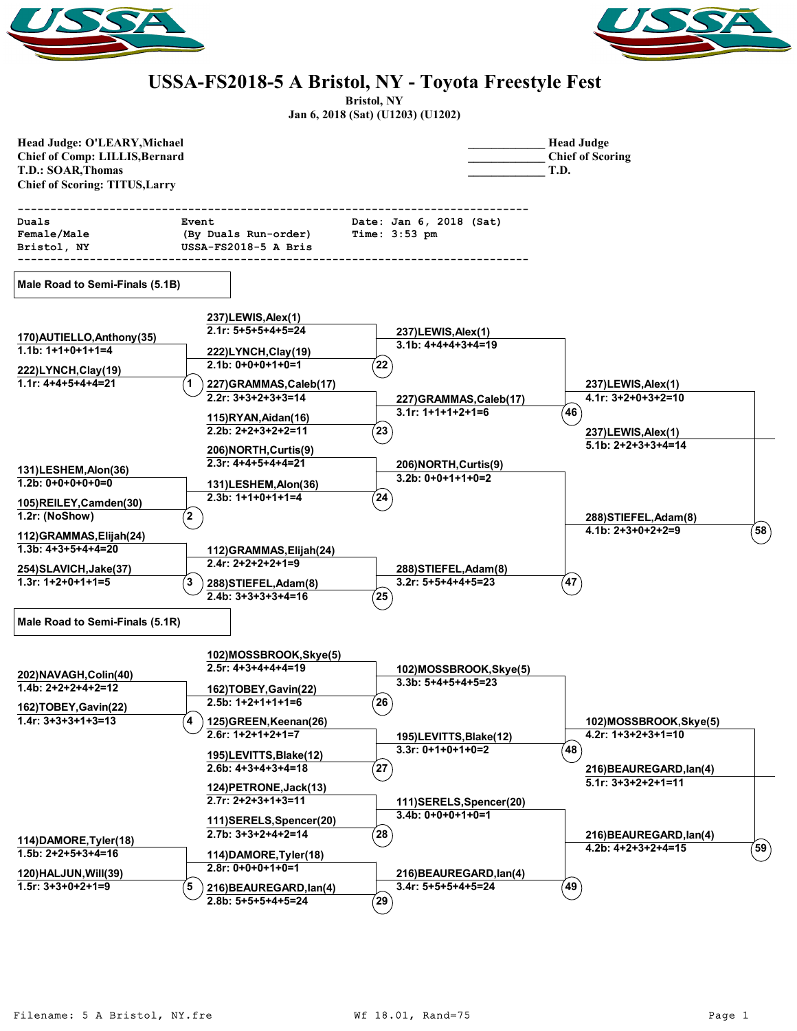# USSA-FS2018-5 A Bristol, NY - Toyota Freestyle Fest

**Bristol, NY**
**Jan 6, 2018 (Sat) (U1203) (U1202)**

**Head Judge: O'LEARY,Michael**
**Chief of Comp: LILLIS,Bernard**
**T.D.: SOAR,Thomas**
**Chief of Scoring: TITUS,Larry**

____________ Head Judge
____________ Chief of Scoring
____________ T.D.

```
---------------------------------------------------------------------------
Duals                 Event                        Date: Jan 6, 2018 (Sat)
Female/Male           (By Duals Run-order)         Time: 3:53 pm
Bristol, NY           USSA-FS2018-5 A Bris
---------------------------------------------------------------------------
```

## Male Road to Semi-Finals (5.1B)

**Round 1**
- Heat 1: 170)AUTIELLO,Anthony(35) — 1.1b: 1+1+0+1+1=4; 222)LYNCH,Clay(19) — 1.1r: 4+4+5+4+4=21
- Heat 2: 131)LESHEM,Alon(36) — 1.2b: 0+0+0+0+0=0; 105)REILEY,Camden(30) — 1.2r: (NoShow)
- Heat 3: 112)GRAMMAS,Elijah(24) — 1.3b: 4+3+5+4+4=20; 254)SLAVICH,Jake(37) — 1.3r: 1+2+0+1+1=5

**Round 2**
- Heat 22: 237)LEWIS,Alex(1) — 2.1r: 5+5+5+4+5=24; 222)LYNCH,Clay(19) — 2.1b: 0+0+0+1+0=1
- Heat 23: 227)GRAMMAS,Caleb(17) — 2.2r: 3+3+2+3+3=14; 115)RYAN,Aidan(16) — 2.2b: 2+2+3+2+2=11
- Heat 24: 206)NORTH,Curtis(9) — 2.3r: 4+4+5+4+4=21; 131)LESHEM,Alon(36) — 2.3b: 1+1+0+1+1=4
- Heat 25: 112)GRAMMAS,Elijah(24) — 2.4r: 2+2+2+2+1=9; 288)STIEFEL,Adam(8) — 2.4b: 3+3+3+3+4=16

**Round 3**
- Heat 46: 237)LEWIS,Alex(1) — 3.1b: 4+4+4+3+4=19; 227)GRAMMAS,Caleb(17) — 3.1r: 1+1+1+2+1=6
- Heat 47: 206)NORTH,Curtis(9) — 3.2b: 0+0+1+1+0=2; 288)STIEFEL,Adam(8) — 3.2r: 5+5+4+4+5=23

**Round 4**
- Heat 58: 237)LEWIS,Alex(1) — 4.1r: 3+2+0+3+2=10; 288)STIEFEL,Adam(8) — 4.1b: 2+3+0+2+2=9

**Winner:** 237)LEWIS,Alex(1) — 5.1b: 2+2+3+3+4=14

## Male Road to Semi-Finals (5.1R)

**Round 1**
- Heat 4: 202)NAVAGH,Colin(40) — 1.4b: 2+2+2+4+2=12; 162)TOBEY,Gavin(22) — 1.4r: 3+3+3+1+3=13
- Heat 5: 114)DAMORE,Tyler(18) — 1.5b: 2+2+5+3+4=16; 120)HALJUN,Will(39) — 1.5r: 3+3+0+2+1=9

**Round 2**
- Heat 26: 102)MOSSBROOK,Skye(5) — 2.5r: 4+3+4+4+4=19; 162)TOBEY,Gavin(22) — 2.5b: 1+2+1+1+1=6
- Heat 27: 125)GREEN,Keenan(26) — 2.6r: 1+2+1+2+1=7; 195)LEVITTS,Blake(12) — 2.6b: 4+3+4+3+4=18
- Heat 28: 124)PETRONE,Jack(13) — 2.7r: 2+2+3+1+3=11; 111)SERELS,Spencer(20) — 2.7b: 3+3+2+4+2=14
- Heat 29: 114)DAMORE,Tyler(18) — 2.8r: 0+0+0+1+0=1; 216)BEAUREGARD,Ian(4) — 2.8b: 5+5+5+4+5=24

**Round 3**
- Heat 48: 102)MOSSBROOK,Skye(5) — 3.3b: 5+4+5+4+5=23; 195)LEVITTS,Blake(12) — 3.3r: 0+1+0+1+0=2
- Heat 49: 111)SERELS,Spencer(20) — 3.4b: 0+0+0+1+0=1; 216)BEAUREGARD,Ian(4) — 3.4r: 5+5+5+4+5=24

**Round 4**
- Heat 59: 102)MOSSBROOK,Skye(5) — 4.2r: 1+3+2+3+1=10; 216)BEAUREGARD,Ian(4) — 4.2b: 4+2+3+2+4=15

**Winner:** 216)BEAUREGARD,Ian(4) — 5.1r: 3+3+2+2+1=11

Filename: 5 A Bristol, NY.fre          Wf 18.01, Rand=75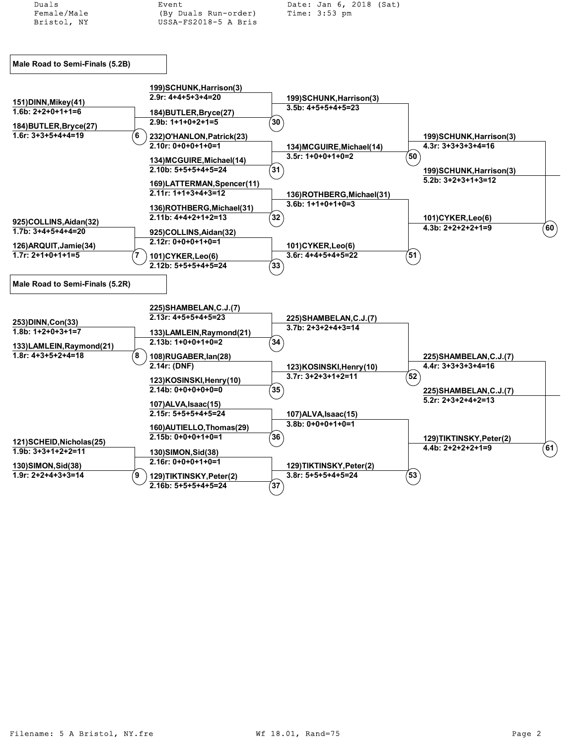Duals Female/Male Bristol, NY | Event (By Duals Run-order) USSA-FS2018-5 A Bris | Date: Jan 6, 2018 (Sat) Time: 3:53 pm

## Male Road to Semi-Finals (5.2B)

**Round 1**

- Heat 6:
  - 151)DINN,Mikey(41) — 1.6b: 2+2+0+1+1=6
  - 184)BUTLER,Bryce(27) — 1.6r: 3+3+5+4+4=19
- Heat 7:
  - 925)COLLINS,Aidan(32) — 1.7b: 3+4+5+4+4=20
  - 126)ARQUIT,Jamie(34) — 1.7r: 2+1+0+1+1=5

**Round 2**

- Heat 30:
  - 199)SCHUNK,Harrison(3) — 2.9r: 4+4+5+3+4=20
  - 184)BUTLER,Bryce(27) — 2.9b: 1+1+0+2+1=5
- Heat 31:
  - 232)O'HANLON,Patrick(23) — 2.10r: 0+0+0+1+0=1
  - 134)MCGUIRE,Michael(14) — 2.10b: 5+5+5+4+5=24
- Heat 32:
  - 169)LATTERMAN,Spencer(11) — 2.11r: 1+1+3+4+3=12
  - 136)ROTHBERG,Michael(31) — 2.11b: 4+4+2+1+2=13
- Heat 33:
  - 925)COLLINS,Aidan(32) — 2.12r: 0+0+0+1+0=1
  - 101)CYKER,Leo(6) — 2.12b: 5+5+5+4+5=24

**Round 3**

- Heat 50:
  - 199)SCHUNK,Harrison(3) — 3.5b: 4+5+5+4+5=23
  - 134)MCGUIRE,Michael(14) — 3.5r: 1+0+0+1+0=2
- Heat 51:
  - 136)ROTHBERG,Michael(31) — 3.6b: 1+1+0+1+0=3
  - 101)CYKER,Leo(6) — 3.6r: 4+4+5+4+5=22

**Round 4**

- Heat 60:
  - 199)SCHUNK,Harrison(3) — 4.3r: 3+3+3+3+4=16
  - 101)CYKER,Leo(6) — 4.3b: 2+2+2+2+1=9

**Winner:** 199)SCHUNK,Harrison(3) — 5.2b: 3+2+3+1+3=12

## Male Road to Semi-Finals (5.2R)

**Round 1**

- Heat 8:
  - 253)DINN,Con(33) — 1.8b: 1+2+0+3+1=7
  - 133)LAMLEIN,Raymond(21) — 1.8r: 4+3+5+2+4=18
- Heat 9:
  - 121)SCHEID,Nicholas(25) — 1.9b: 3+3+1+2+2=11
  - 130)SIMON,Sid(38) — 1.9r: 2+2+4+3+3=14

**Round 2**

- Heat 34:
  - 225)SHAMBELAN,C.J.(7) — 2.13r: 4+5+5+4+5=23
  - 133)LAMLEIN,Raymond(21) — 2.13b: 1+0+0+1+0=2
- Heat 35:
  - 108)RUGABER,Ian(28) — 2.14r: (DNF)
  - 123)KOSINSKI,Henry(10) — 2.14b: 0+0+0+0+0=0
- Heat 36:
  - 107)ALVA,Isaac(15) — 2.15r: 5+5+5+4+5=24
  - 160)AUTIELLO,Thomas(29) — 2.15b: 0+0+0+1+0=1
- Heat 37:
  - 130)SIMON,Sid(38) — 2.16r: 0+0+0+1+0=1
  - 129)TIKTINSKY,Peter(2) — 2.16b: 5+5+5+4+5=24

**Round 3**

- Heat 52:
  - 225)SHAMBELAN,C.J.(7) — 3.7b: 2+3+2+4+3=14
  - 123)KOSINSKI,Henry(10) — 3.7r: 3+2+3+1+2=11
- Heat 53:
  - 107)ALVA,Isaac(15) — 3.8b: 0+0+0+1+0=1
  - 129)TIKTINSKY,Peter(2) — 3.8r: 5+5+5+4+5=24

**Round 4**

- Heat 61:
  - 225)SHAMBELAN,C.J.(7) — 4.4r: 3+3+3+3+4=16
  - 129)TIKTINSKY,Peter(2) — 4.4b: 2+2+2+2+1=9

**Winner:** 225)SHAMBELAN,C.J.(7) — 5.2r: 2+3+2+4+2=13

Filename: 5 A Bristol, NY.fre | Wf 18.01, Rand=75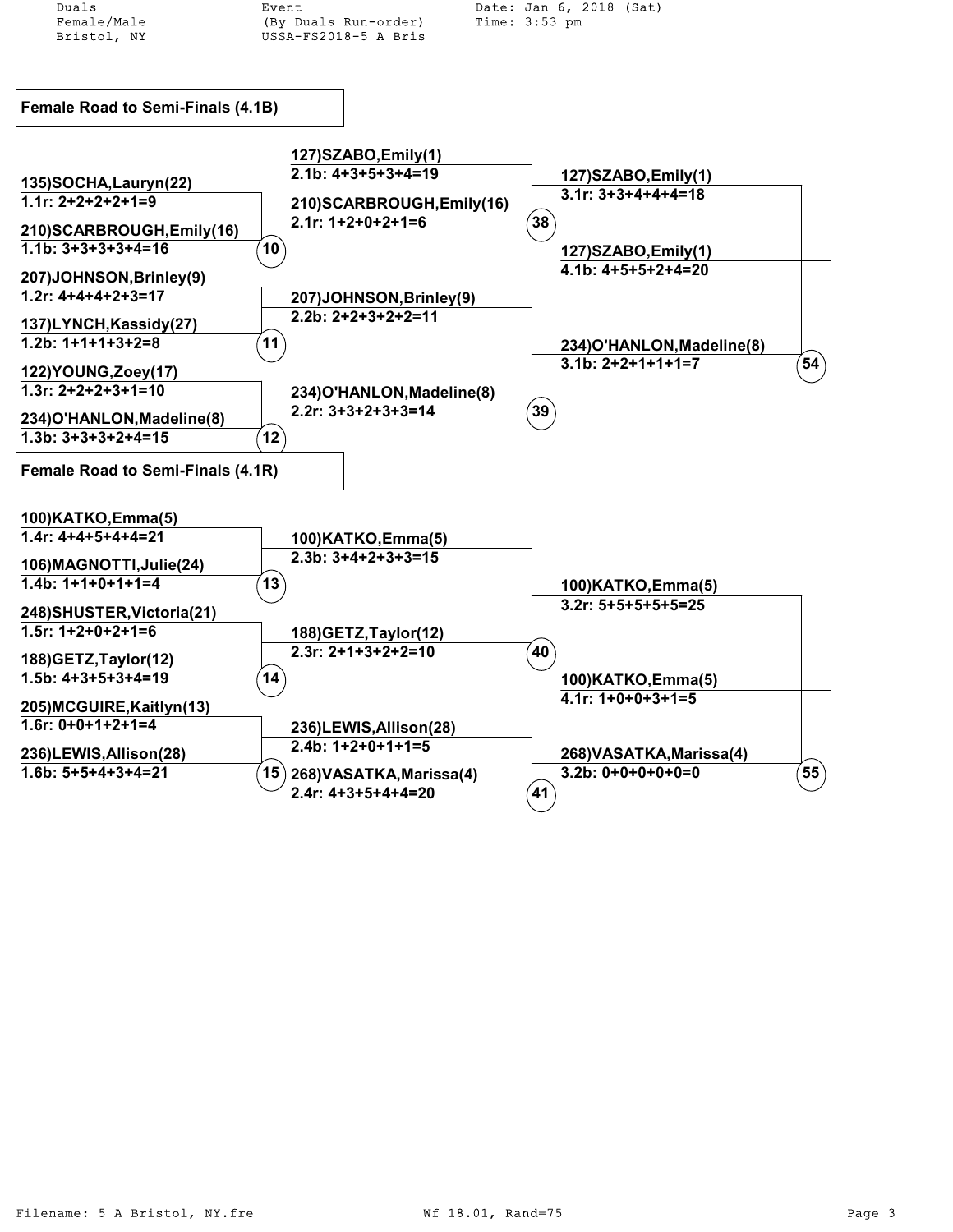Duals Female/Male Bristol, NY

Event (By Duals Run-order) USSA-FS2018-5 A Bris

Date: Jan 6, 2018 (Sat) Time: 3:53 pm

## Female Road to Semi-Finals (4.1B)

**Round 1**

| Match | Athlete | Run | Score |
|---|---|---|---|
| 10 | 135)SOCHA,Lauryn(22) | 1.1r | 2+2+2+2+1=9 |
| 10 | 210)SCARBROUGH,Emily(16) | 1.1b | 3+3+3+3+4=16 |
| 11 | 207)JOHNSON,Brinley(9) | 1.2r | 4+4+4+2+3=17 |
| 11 | 137)LYNCH,Kassidy(27) | 1.2b | 1+1+1+3+2=8 |
| 12 | 122)YOUNG,Zoey(17) | 1.3r | 2+2+2+3+1=10 |
| 12 | 234)O'HANLON,Madeline(8) | 1.3b | 3+3+3+2+4=15 |

**Round 2**

| Match | Athlete | Run | Score |
|---|---|---|---|
| 38 | 127)SZABO,Emily(1) | 2.1b | 4+3+5+3+4=19 |
| 38 | 210)SCARBROUGH,Emily(16) | 2.1r | 1+2+0+2+1=6 |
| 39 | 207)JOHNSON,Brinley(9) | 2.2b | 2+2+3+2+2=11 |
| 39 | 234)O'HANLON,Madeline(8) | 2.2r | 3+3+2+3+3=14 |

**Round 3**

| Match | Athlete | Run | Score |
|---|---|---|---|
| 54 | 127)SZABO,Emily(1) | 3.1r | 3+3+4+4+4=18 |
| 54 | 234)O'HANLON,Madeline(8) | 3.1b | 2+2+1+1+1=7 |

**Advances**

| Athlete | Run | Score |
|---|---|---|
| 127)SZABO,Emily(1) | 4.1b | 4+5+5+2+4=20 |

## Female Road to Semi-Finals (4.1R)

**Round 1**

| Match | Athlete | Run | Score |
|---|---|---|---|
| 13 | 100)KATKO,Emma(5) | 1.4r | 4+4+5+4+4=21 |
| 13 | 106)MAGNOTTI,Julie(24) | 1.4b | 1+1+0+1+1=4 |
| 14 | 248)SHUSTER,Victoria(21) | 1.5r | 1+2+0+2+1=6 |
| 14 | 188)GETZ,Taylor(12) | 1.5b | 4+3+5+3+4=19 |
| 15 | 205)MCGUIRE,Kaitlyn(13) | 1.6r | 0+0+1+2+1=4 |
| 15 | 236)LEWIS,Allison(28) | 1.6b | 5+5+4+3+4=21 |

**Round 2**

| Match | Athlete | Run | Score |
|---|---|---|---|
| 40 | 100)KATKO,Emma(5) | 2.3b | 3+4+2+3+3=15 |
| 40 | 188)GETZ,Taylor(12) | 2.3r | 2+1+3+2+2=10 |
| 41 | 236)LEWIS,Allison(28) | 2.4b | 1+2+0+1+1=5 |
| 41 | 268)VASATKA,Marissa(4) | 2.4r | 4+3+5+4+4=20 |

**Round 3**

| Match | Athlete | Run | Score |
|---|---|---|---|
| 55 | 100)KATKO,Emma(5) | 3.2r | 5+5+5+5+5=25 |
| 55 | 268)VASATKA,Marissa(4) | 3.2b | 0+0+0+0+0=0 |

**Advances**

| Athlete | Run | Score |
|---|---|---|
| 100)KATKO,Emma(5) | 4.1r | 1+0+0+3+1=5 |

Filename: 5 A Bristol, NY.fre Wf 18.01, Rand=75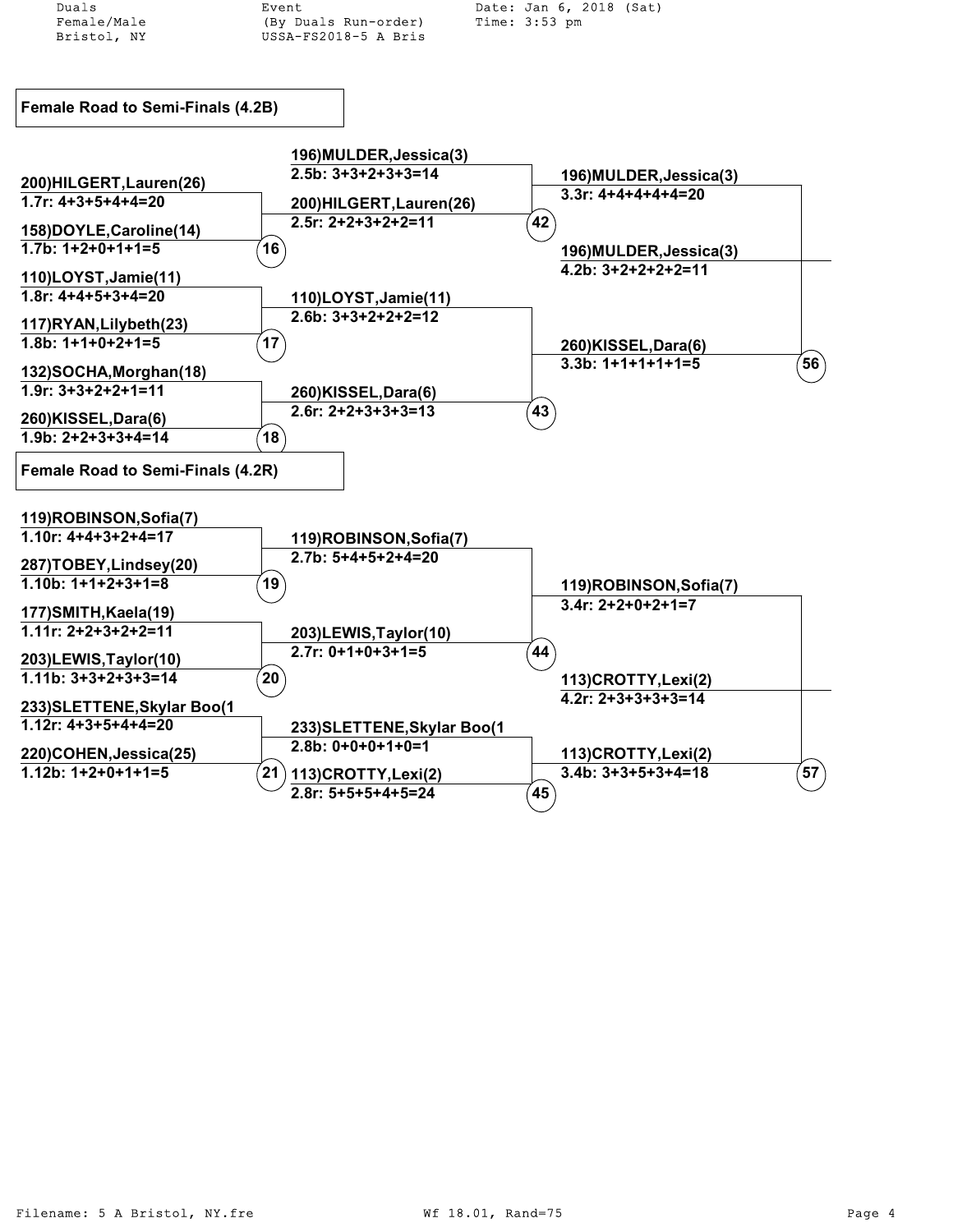Duals
Female/Male
Bristol, NY

Event
(By Duals Run-order)
USSA-FS2018-5 A Bris

Date: Jan 6, 2018 (Sat)
Time: 3:53 pm

## Female Road to Semi-Finals (4.2B)

200)HILGERT,Lauren(26)
1.7r: 4+3+5+4+4=20

158)DOYLE,Caroline(14)
1.7b: 1+2+0+1+1=5

(16)

110)LOYST,Jamie(11)
1.8r: 4+4+5+3+4=20

117)RYAN,Lilybeth(23)
1.8b: 1+1+0+2+1=5

(17)

132)SOCHA,Morghan(18)
1.9r: 3+3+2+2+1=11

260)KISSEL,Dara(6)
1.9b: 2+2+3+3+4=14

(18)

196)MULDER,Jessica(3)
2.5b: 3+3+2+3+3=14

200)HILGERT,Lauren(26)
2.5r: 2+2+3+2+2=11

(42)

110)LOYST,Jamie(11)
2.6b: 3+3+2+2+2=12

260)KISSEL,Dara(6)
2.6r: 2+2+3+3+3=13

(43)

196)MULDER,Jessica(3)
3.3r: 4+4+4+4+4=20

260)KISSEL,Dara(6)
3.3b: 1+1+1+1+1=5

196)MULDER,Jessica(3)
4.2b: 3+2+2+2+2=11

(56)

## Female Road to Semi-Finals (4.2R)

119)ROBINSON,Sofia(7)
1.10r: 4+4+3+2+4=17

287)TOBEY,Lindsey(20)
1.10b: 1+1+2+3+1=8

(19)

177)SMITH,Kaela(19)
1.11r: 2+2+3+2+2=11

203)LEWIS,Taylor(10)
1.11b: 3+3+2+3+3=14

(20)

233)SLETTENE,Skylar Boo(1
1.12r: 4+3+5+4+4=20

220)COHEN,Jessica(25)
1.12b: 1+2+0+1+1=5

(21)

119)ROBINSON,Sofia(7)
2.7b: 5+4+5+2+4=20

203)LEWIS,Taylor(10)
2.7r: 0+1+0+3+1=5

(44)

233)SLETTENE,Skylar Boo(1
2.8b: 0+0+0+1+0=1

113)CROTTY,Lexi(2)
2.8r: 5+5+5+4+5=24

(45)

119)ROBINSON,Sofia(7)
3.4r: 2+2+0+2+1=7

113)CROTTY,Lexi(2)
3.4b: 3+3+5+3+4=18

113)CROTTY,Lexi(2)
4.2r: 2+3+3+3+3=14

(57)

Filename: 5 A Bristol, NY.fre Wf 18.01, Rand=75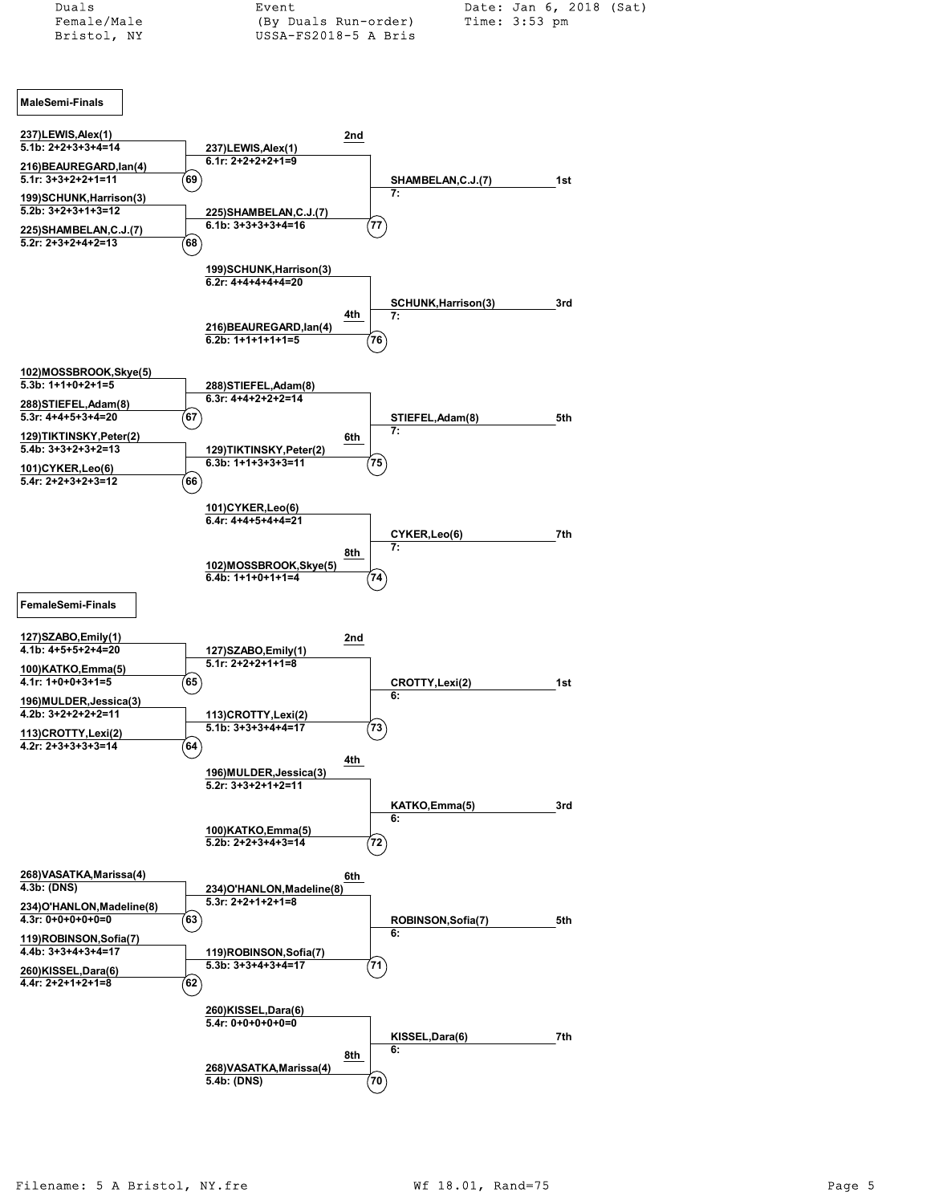Duals
Female/Male
Bristol, NY

Event
(By Duals Run-order)
USSA-FS2018-5 A Bris

Date: Jan 6, 2018 (Sat)
Time: 3:53 pm

**MaleSemi-Finals**

237)LEWIS,Alex(1)
5.1b: 2+2+3+3+4=14
216)BEAUREGARD,Ian(4)
5.1r: 3+3+2+2+1=11
(69)

199)SCHUNK,Harrison(3)
5.2b: 3+2+3+1+3=12
225)SHAMBELAN,C.J.(7)
5.2r: 2+3+2+4+2=13
(68)

237)LEWIS,Alex(1)
6.1r: 2+2+2+2+1=9
2nd
225)SHAMBELAN,C.J.(7)
6.1b: 3+3+3+3+4=16
(77)

SHAMBELAN,C.J.(7) 1st
7:

199)SCHUNK,Harrison(3)
6.2r: 4+4+4+4+4=20
4th
216)BEAUREGARD,Ian(4)
6.2b: 1+1+1+1+1=5
(76)

SCHUNK,Harrison(3) 3rd
7:

102)MOSSBROOK,Skye(5)
5.3b: 1+1+0+2+1=5
288)STIEFEL,Adam(8)
5.3r: 4+4+5+3+4=20
(67)

129)TIKTINSKY,Peter(2)
5.4b: 3+3+2+3+2=13
101)CYKER,Leo(6)
5.4r: 2+2+3+2+3=12
(66)

288)STIEFEL,Adam(8)
6.3r: 4+4+2+2+2=14
6th
129)TIKTINSKY,Peter(2)
6.3b: 1+1+3+3+3=11
(75)

STIEFEL,Adam(8) 5th
7:

101)CYKER,Leo(6)
6.4r: 4+4+5+4+4=21
8th
102)MOSSBROOK,Skye(5)
6.4b: 1+1+0+1+1=4
(74)

CYKER,Leo(6) 7th
7:

**FemaleSemi-Finals**

127)SZABO,Emily(1)
4.1b: 4+5+5+2+4=20
100)KATKO,Emma(5)
4.1r: 1+0+0+3+1=5
(65)

196)MULDER,Jessica(3)
4.2b: 3+2+2+2+2=11
113)CROTTY,Lexi(2)
4.2r: 2+3+3+3+3=14
(64)

127)SZABO,Emily(1)
5.1r: 2+2+2+1+1=8
2nd
113)CROTTY,Lexi(2)
5.1b: 3+3+3+4+4=17
(73)

CROTTY,Lexi(2) 1st
6:

4th
196)MULDER,Jessica(3)
5.2r: 3+3+2+1+2=11
100)KATKO,Emma(5)
5.2b: 2+2+3+4+3=14
(72)

KATKO,Emma(5) 3rd
6:

268)VASATKA,Marissa(4)
4.3b: (DNS)
234)O'HANLON,Madeline(8)
4.3r: 0+0+0+0+0=0
(63)

119)ROBINSON,Sofia(7)
4.4b: 3+3+4+3+4=17
260)KISSEL,Dara(6)
4.4r: 2+2+1+2+1=8
(62)

6th
234)O'HANLON,Madeline(8)
5.3r: 2+2+1+2+1=8
119)ROBINSON,Sofia(7)
5.3b: 3+3+4+3+4=17
(71)

ROBINSON,Sofia(7) 5th
6:

260)KISSEL,Dara(6)
5.4r: 0+0+0+0+0=0
8th
268)VASATKA,Marissa(4)
5.4b: (DNS)
(70)

KISSEL,Dara(6) 7th
6:

Filename: 5 A Bristol, NY.fre    Wf 18.01, Rand=75